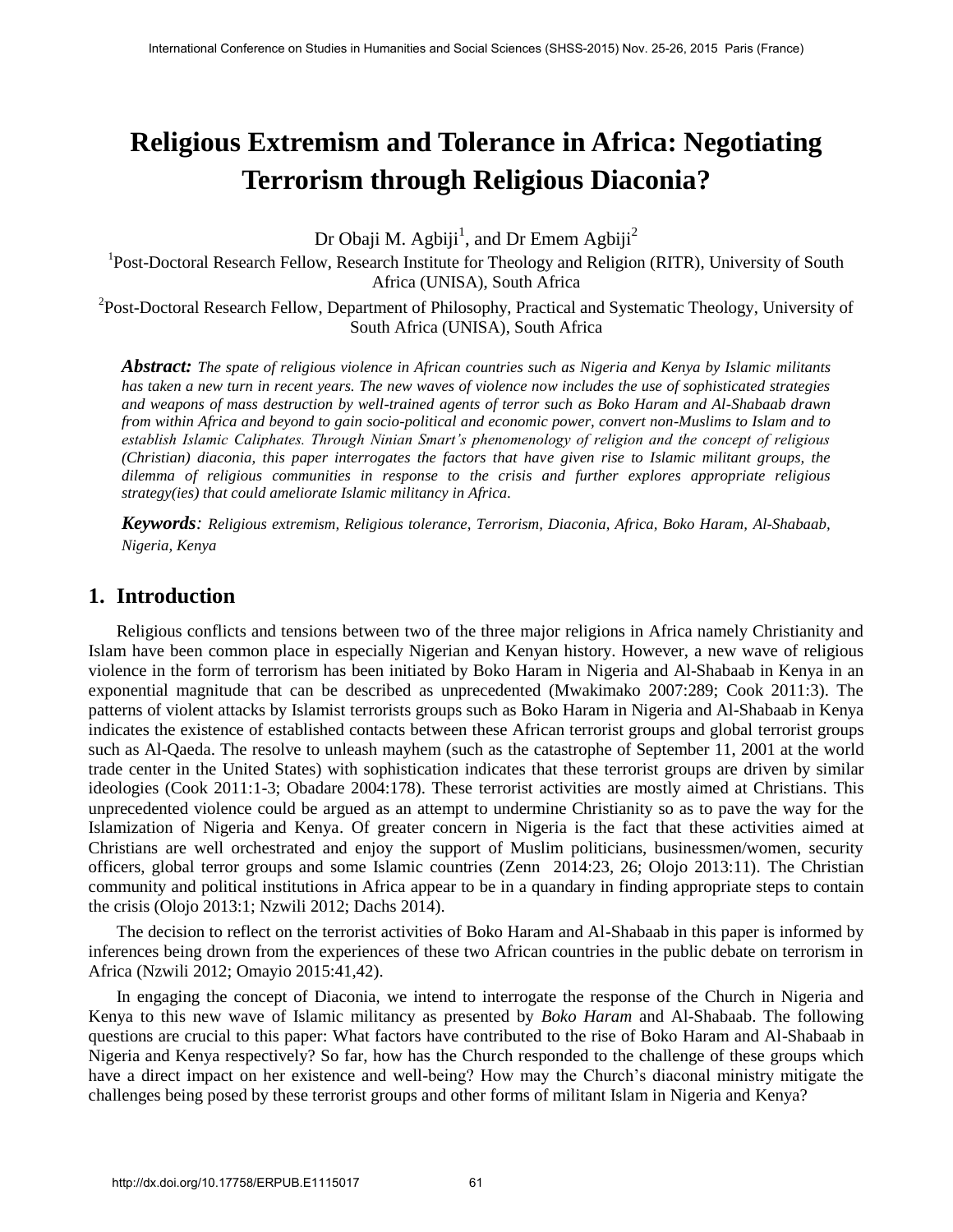# Religious Extremism and Tolerance in Africa: Negotiating Terrorism through Religious Diaconia?

Dr Obaji M. Agbiji[1], and Dr Emem Agbiji[2]

[1]Post-Doctoral Research Fellow, Research Institute for Theology and Religion (RITR), University of South Africa (UNISA), South Africa

[2]Post-Doctoral Research Fellow, Department of Philosophy, Practical and Systematic Theology, University of South Africa (UNISA), South Africa

***Abstract:*** *The spate of religious violence in African countries such as Nigeria and Kenya by Islamic militants has taken a new turn in recent years. The new waves of violence now includes the use of sophisticated strategies and weapons of mass destruction by well-trained agents of terror such as Boko Haram and Al-Shabaab drawn from within Africa and beyond to gain socio-political and economic power, convert non-Muslims to Islam and to establish Islamic Caliphates. Through Ninian Smart's phenomenology of religion and the concept of religious (Christian) diaconia, this paper interrogates the factors that have given rise to Islamic militant groups, the dilemma of religious communities in response to the crisis and further explores appropriate religious strategy(ies) that could ameliorate Islamic militancy in Africa.*

***Keywords****: Religious extremism, Religious tolerance, Terrorism, Diaconia, Africa, Boko Haram, Al-Shabaab, Nigeria, Kenya*

## 1. Introduction

Religious conflicts and tensions between two of the three major religions in Africa namely Christianity and Islam have been common place in especially Nigerian and Kenyan history. However, a new wave of religious violence in the form of terrorism has been initiated by Boko Haram in Nigeria and Al-Shabaab in Kenya in an exponential magnitude that can be described as unprecedented (Mwakimako 2007:289; Cook 2011:3). The patterns of violent attacks by Islamist terrorists groups such as Boko Haram in Nigeria and Al-Shabaab in Kenya indicates the existence of established contacts between these African terrorist groups and global terrorist groups such as Al-Qaeda. The resolve to unleash mayhem (such as the catastrophe of September 11, 2001 at the world trade center in the United States) with sophistication indicates that these terrorist groups are driven by similar ideologies (Cook 2011:1-3; Obadare 2004:178). These terrorist activities are mostly aimed at Christians. This unprecedented violence could be argued as an attempt to undermine Christianity so as to pave the way for the Islamization of Nigeria and Kenya. Of greater concern in Nigeria is the fact that these activities aimed at Christians are well orchestrated and enjoy the support of Muslim politicians, businessmen/women, security officers, global terror groups and some Islamic countries (Zenn 2014:23, 26; Olojo 2013:11). The Christian community and political institutions in Africa appear to be in a quandary in finding appropriate steps to contain the crisis (Olojo 2013:1; Nzwili 2012; Dachs 2014).

The decision to reflect on the terrorist activities of Boko Haram and Al-Shabaab in this paper is informed by inferences being drown from the experiences of these two African countries in the public debate on terrorism in Africa (Nzwili 2012; Omayio 2015:41,42).

In engaging the concept of Diaconia, we intend to interrogate the response of the Church in Nigeria and Kenya to this new wave of Islamic militancy as presented by *Boko Haram* and Al-Shabaab. The following questions are crucial to this paper: What factors have contributed to the rise of Boko Haram and Al-Shabaab in Nigeria and Kenya respectively? So far, how has the Church responded to the challenge of these groups which have a direct impact on her existence and well-being? How may the Church's diaconal ministry mitigate the challenges being posed by these terrorist groups and other forms of militant Islam in Nigeria and Kenya?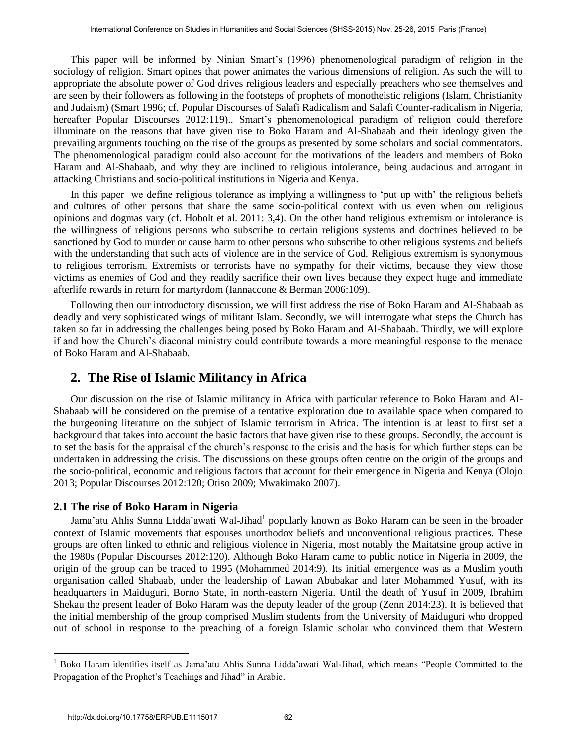This paper will be informed by Ninian Smart's (1996) phenomenological paradigm of religion in the sociology of religion. Smart opines that power animates the various dimensions of religion. As such the will to appropriate the absolute power of God drives religious leaders and especially preachers who see themselves and are seen by their followers as following in the footsteps of prophets of monotheistic religions (Islam, Christianity and Judaism) (Smart 1996; cf. Popular Discourses of Salafi Radicalism and Salafi Counter-radicalism in Nigeria, hereafter Popular Discourses 2012:119).. Smart's phenomenological paradigm of religion could therefore illuminate on the reasons that have given rise to Boko Haram and Al-Shabaab and their ideology given the prevailing arguments touching on the rise of the groups as presented by some scholars and social commentators. The phenomenological paradigm could also account for the motivations of the leaders and members of Boko Haram and Al-Shabaab, and why they are inclined to religious intolerance, being audacious and arrogant in attacking Christians and socio-political institutions in Nigeria and Kenya.

In this paper we define religious tolerance as implying a willingness to 'put up with' the religious beliefs and cultures of other persons that share the same socio-political context with us even when our religious opinions and dogmas vary (cf. Hobolt et al. 2011: 3,4). On the other hand religious extremism or intolerance is the willingness of religious persons who subscribe to certain religious systems and doctrines believed to be sanctioned by God to murder or cause harm to other persons who subscribe to other religious systems and beliefs with the understanding that such acts of violence are in the service of God. Religious extremism is synonymous to religious terrorism. Extremists or terrorists have no sympathy for their victims, because they view those victims as enemies of God and they readily sacrifice their own lives because they expect huge and immediate afterlife rewards in return for martyrdom (Iannaccone & Berman 2006:109).

Following then our introductory discussion, we will first address the rise of Boko Haram and Al-Shabaab as deadly and very sophisticated wings of militant Islam. Secondly, we will interrogate what steps the Church has taken so far in addressing the challenges being posed by Boko Haram and Al-Shabaab. Thirdly, we will explore if and how the Church's diaconal ministry could contribute towards a more meaningful response to the menace of Boko Haram and Al-Shabaab.

## 2. The Rise of Islamic Militancy in Africa

Our discussion on the rise of Islamic militancy in Africa with particular reference to Boko Haram and Al-Shabaab will be considered on the premise of a tentative exploration due to available space when compared to the burgeoning literature on the subject of Islamic terrorism in Africa. The intention is at least to first set a background that takes into account the basic factors that have given rise to these groups. Secondly, the account is to set the basis for the appraisal of the church's response to the crisis and the basis for which further steps can be undertaken in addressing the crisis. The discussions on these groups often centre on the origin of the groups and the socio-political, economic and religious factors that account for their emergence in Nigeria and Kenya (Olojo 2013; Popular Discourses 2012:120; Otiso 2009; Mwakimako 2007).

### 2.1 The rise of Boko Haram in Nigeria

Jama'atu Ahlis Sunna Lidda'awati Wal-Jihad[1] popularly known as Boko Haram can be seen in the broader context of Islamic movements that espouses unorthodox beliefs and unconventional religious practices. These groups are often linked to ethnic and religious violence in Nigeria, most notably the Maitatsine group active in the 1980s (Popular Discourses 2012:120). Although Boko Haram came to public notice in Nigeria in 2009, the origin of the group can be traced to 1995 (Mohammed 2014:9). Its initial emergence was as a Muslim youth organisation called Shabaab, under the leadership of Lawan Abubakar and later Mohammed Yusuf, with its headquarters in Maiduguri, Borno State, in north-eastern Nigeria. Until the death of Yusuf in 2009, Ibrahim Shekau the present leader of Boko Haram was the deputy leader of the group (Zenn 2014:23). It is believed that the initial membership of the group comprised Muslim students from the University of Maiduguri who dropped out of school in response to the preaching of a foreign Islamic scholar who convinced them that Western

[1] Boko Haram identifies itself as Jama'atu Ahlis Sunna Lidda'awati Wal-Jihad, which means "People Committed to the Propagation of the Prophet's Teachings and Jihad" in Arabic.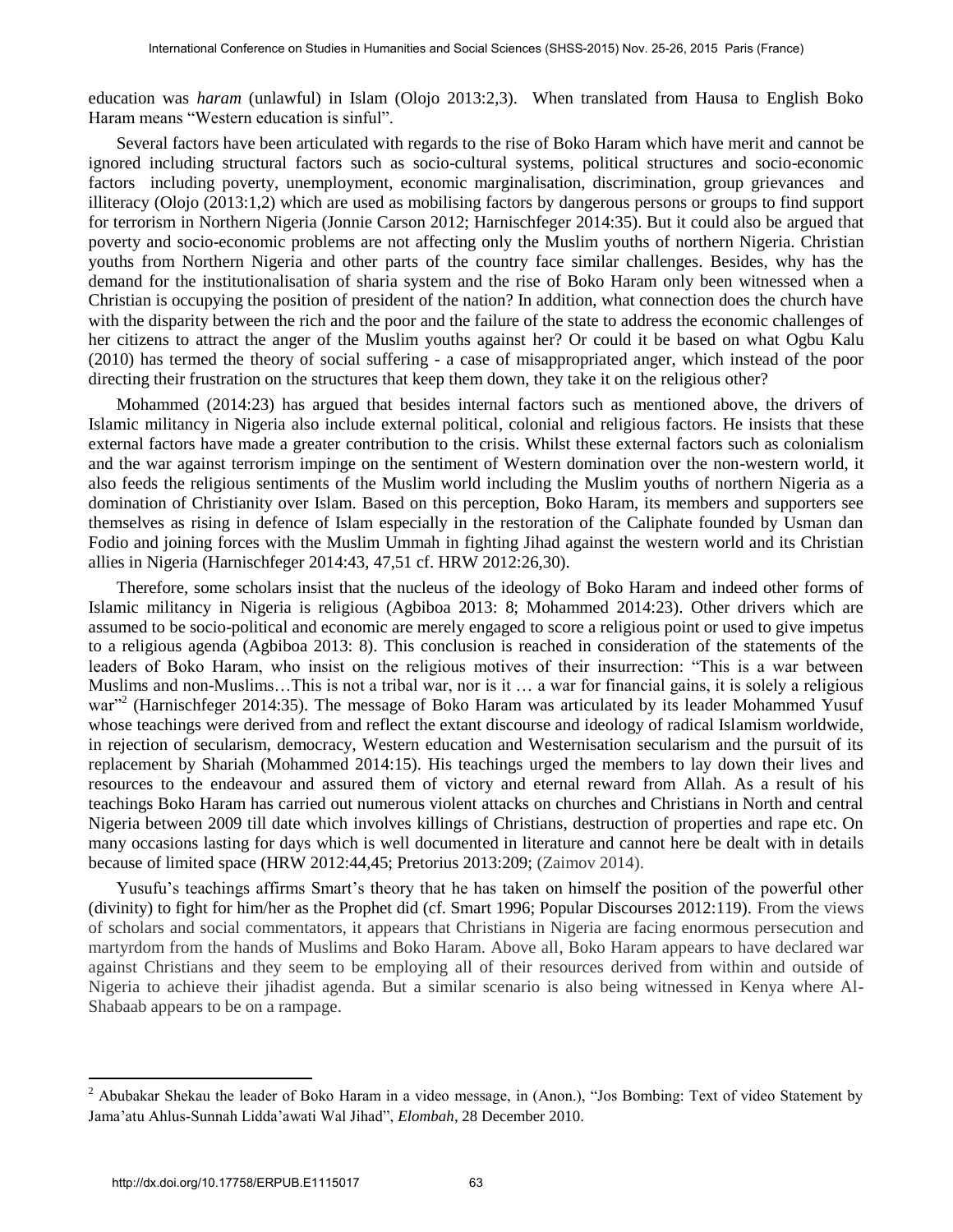education was *haram* (unlawful) in Islam (Olojo 2013:2,3). When translated from Hausa to English Boko Haram means "Western education is sinful".

Several factors have been articulated with regards to the rise of Boko Haram which have merit and cannot be ignored including structural factors such as socio-cultural systems, political structures and socio-economic factors including poverty, unemployment, economic marginalisation, discrimination, group grievances and illiteracy (Olojo (2013:1,2) which are used as mobilising factors by dangerous persons or groups to find support for terrorism in Northern Nigeria (Jonnie Carson 2012; Harnischfeger 2014:35). But it could also be argued that poverty and socio-economic problems are not affecting only the Muslim youths of northern Nigeria. Christian youths from Northern Nigeria and other parts of the country face similar challenges. Besides, why has the demand for the institutionalisation of sharia system and the rise of Boko Haram only been witnessed when a Christian is occupying the position of president of the nation? In addition, what connection does the church have with the disparity between the rich and the poor and the failure of the state to address the economic challenges of her citizens to attract the anger of the Muslim youths against her? Or could it be based on what Ogbu Kalu (2010) has termed the theory of social suffering - a case of misappropriated anger, which instead of the poor directing their frustration on the structures that keep them down, they take it on the religious other?

Mohammed (2014:23) has argued that besides internal factors such as mentioned above, the drivers of Islamic militancy in Nigeria also include external political, colonial and religious factors. He insists that these external factors have made a greater contribution to the crisis. Whilst these external factors such as colonialism and the war against terrorism impinge on the sentiment of Western domination over the non-western world, it also feeds the religious sentiments of the Muslim world including the Muslim youths of northern Nigeria as a domination of Christianity over Islam. Based on this perception, Boko Haram, its members and supporters see themselves as rising in defence of Islam especially in the restoration of the Caliphate founded by Usman dan Fodio and joining forces with the Muslim Ummah in fighting Jihad against the western world and its Christian allies in Nigeria (Harnischfeger 2014:43, 47,51 cf. HRW 2012:26,30).

Therefore, some scholars insist that the nucleus of the ideology of Boko Haram and indeed other forms of Islamic militancy in Nigeria is religious (Agbiboa 2013: 8; Mohammed 2014:23). Other drivers which are assumed to be socio-political and economic are merely engaged to score a religious point or used to give impetus to a religious agenda (Agbiboa 2013: 8). This conclusion is reached in consideration of the statements of the leaders of Boko Haram, who insist on the religious motives of their insurrection: "This is a war between Muslims and non-Muslims…This is not a tribal war, nor is it … a war for financial gains, it is solely a religious war"[2] (Harnischfeger 2014:35). The message of Boko Haram was articulated by its leader Mohammed Yusuf whose teachings were derived from and reflect the extant discourse and ideology of radical Islamism worldwide, in rejection of secularism, democracy, Western education and Westernisation secularism and the pursuit of its replacement by Shariah (Mohammed 2014:15). His teachings urged the members to lay down their lives and resources to the endeavour and assured them of victory and eternal reward from Allah. As a result of his teachings Boko Haram has carried out numerous violent attacks on churches and Christians in North and central Nigeria between 2009 till date which involves killings of Christians, destruction of properties and rape etc. On many occasions lasting for days which is well documented in literature and cannot here be dealt with in details because of limited space (HRW 2012:44,45; Pretorius 2013:209; (Zaimov 2014).

Yusufu's teachings affirms Smart's theory that he has taken on himself the position of the powerful other (divinity) to fight for him/her as the Prophet did (cf. Smart 1996; Popular Discourses 2012:119). From the views of scholars and social commentators, it appears that Christians in Nigeria are facing enormous persecution and martyrdom from the hands of Muslims and Boko Haram. Above all, Boko Haram appears to have declared war against Christians and they seem to be employing all of their resources derived from within and outside of Nigeria to achieve their jihadist agenda. But a similar scenario is also being witnessed in Kenya where Al-Shabaab appears to be on a rampage.

[2] Abubakar Shekau the leader of Boko Haram in a video message, in (Anon.), "Jos Bombing: Text of video Statement by Jama'atu Ahlus-Sunnah Lidda'awati Wal Jihad", *Elombah*, 28 December 2010.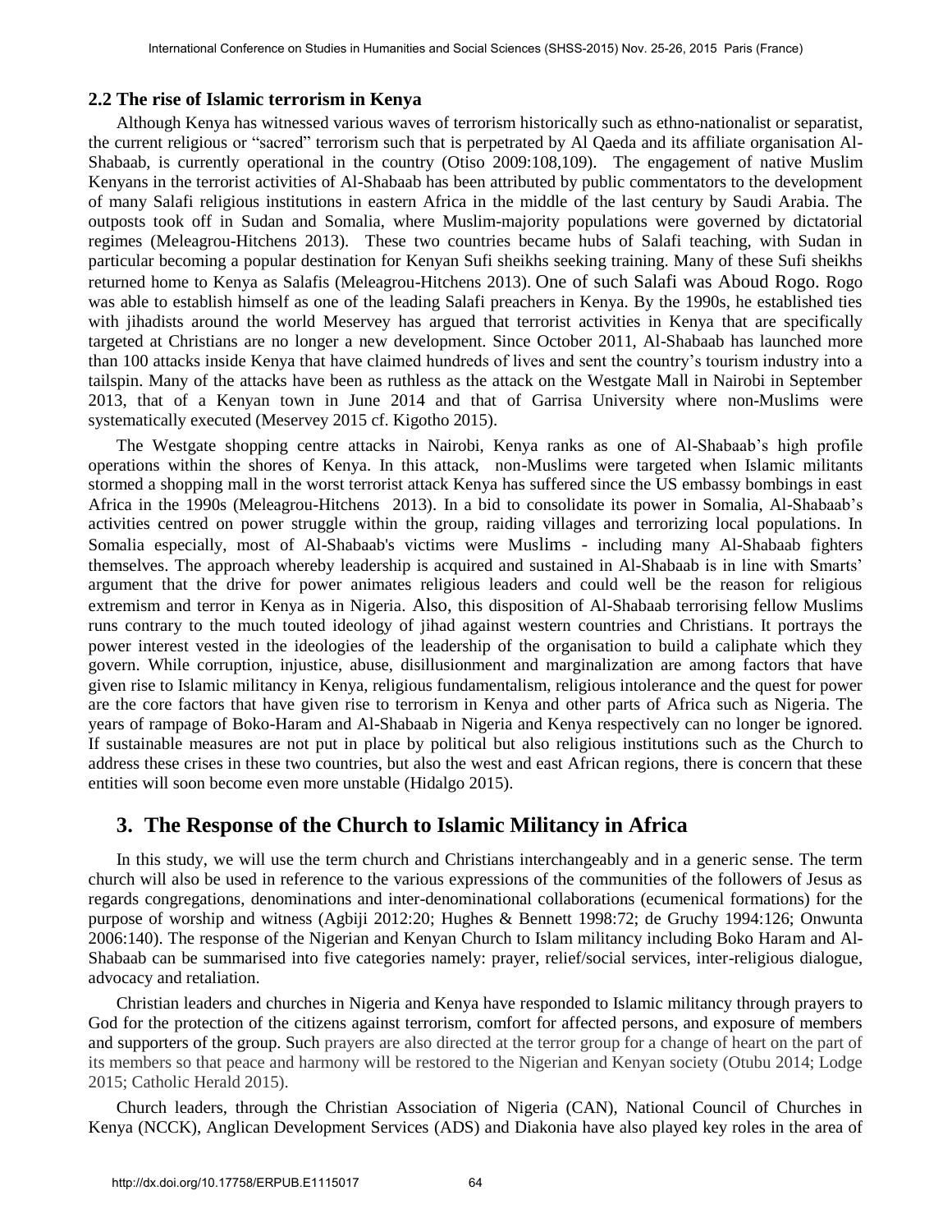### 2.2 The rise of Islamic terrorism in Kenya

Although Kenya has witnessed various waves of terrorism historically such as ethno-nationalist or separatist, the current religious or "sacred" terrorism such that is perpetrated by Al Qaeda and its affiliate organisation Al-Shabaab, is currently operational in the country (Otiso 2009:108,109). The engagement of native Muslim Kenyans in the terrorist activities of Al-Shabaab has been attributed by public commentators to the development of many Salafi religious institutions in eastern Africa in the middle of the last century by Saudi Arabia. The outposts took off in Sudan and Somalia, where Muslim-majority populations were governed by dictatorial regimes (Meleagrou-Hitchens 2013). These two countries became hubs of Salafi teaching, with Sudan in particular becoming a popular destination for Kenyan Sufi sheikhs seeking training. Many of these Sufi sheikhs returned home to Kenya as Salafis (Meleagrou-Hitchens 2013). One of such Salafi was Aboud Rogo. Rogo was able to establish himself as one of the leading Salafi preachers in Kenya. By the 1990s, he established ties with jihadists around the world Meservey has argued that terrorist activities in Kenya that are specifically targeted at Christians are no longer a new development. Since October 2011, Al-Shabaab has launched more than 100 attacks inside Kenya that have claimed hundreds of lives and sent the country's tourism industry into a tailspin. Many of the attacks have been as ruthless as the attack on the Westgate Mall in Nairobi in September 2013, that of a Kenyan town in June 2014 and that of Garrisa University where non-Muslims were systematically executed (Meservey 2015 cf. Kigotho 2015).

The Westgate shopping centre attacks in Nairobi, Kenya ranks as one of Al-Shabaab's high profile operations within the shores of Kenya. In this attack, non-Muslims were targeted when Islamic militants stormed a shopping mall in the worst terrorist attack Kenya has suffered since the US embassy bombings in east Africa in the 1990s (Meleagrou-Hitchens 2013). In a bid to consolidate its power in Somalia, Al-Shabaab's activities centred on power struggle within the group, raiding villages and terrorizing local populations. In Somalia especially, most of Al-Shabaab's victims were Muslims - including many Al-Shabaab fighters themselves. The approach whereby leadership is acquired and sustained in Al-Shabaab is in line with Smarts' argument that the drive for power animates religious leaders and could well be the reason for religious extremism and terror in Kenya as in Nigeria. Also, this disposition of Al-Shabaab terrorising fellow Muslims runs contrary to the much touted ideology of jihad against western countries and Christians. It portrays the power interest vested in the ideologies of the leadership of the organisation to build a caliphate which they govern. While corruption, injustice, abuse, disillusionment and marginalization are among factors that have given rise to Islamic militancy in Kenya, religious fundamentalism, religious intolerance and the quest for power are the core factors that have given rise to terrorism in Kenya and other parts of Africa such as Nigeria. The years of rampage of Boko-Haram and Al-Shabaab in Nigeria and Kenya respectively can no longer be ignored. If sustainable measures are not put in place by political but also religious institutions such as the Church to address these crises in these two countries, but also the west and east African regions, there is concern that these entities will soon become even more unstable (Hidalgo 2015).

## 3. The Response of the Church to Islamic Militancy in Africa

In this study, we will use the term church and Christians interchangeably and in a generic sense. The term church will also be used in reference to the various expressions of the communities of the followers of Jesus as regards congregations, denominations and inter-denominational collaborations (ecumenical formations) for the purpose of worship and witness (Agbiji 2012:20; Hughes & Bennett 1998:72; de Gruchy 1994:126; Onwunta 2006:140). The response of the Nigerian and Kenyan Church to Islam militancy including Boko Haram and Al-Shabaab can be summarised into five categories namely: prayer, relief/social services, inter-religious dialogue, advocacy and retaliation.

Christian leaders and churches in Nigeria and Kenya have responded to Islamic militancy through prayers to God for the protection of the citizens against terrorism, comfort for affected persons, and exposure of members and supporters of the group. Such prayers are also directed at the terror group for a change of heart on the part of its members so that peace and harmony will be restored to the Nigerian and Kenyan society (Otubu 2014; Lodge 2015; Catholic Herald 2015).

Church leaders, through the Christian Association of Nigeria (CAN), National Council of Churches in Kenya (NCCK), Anglican Development Services (ADS) and Diakonia have also played key roles in the area of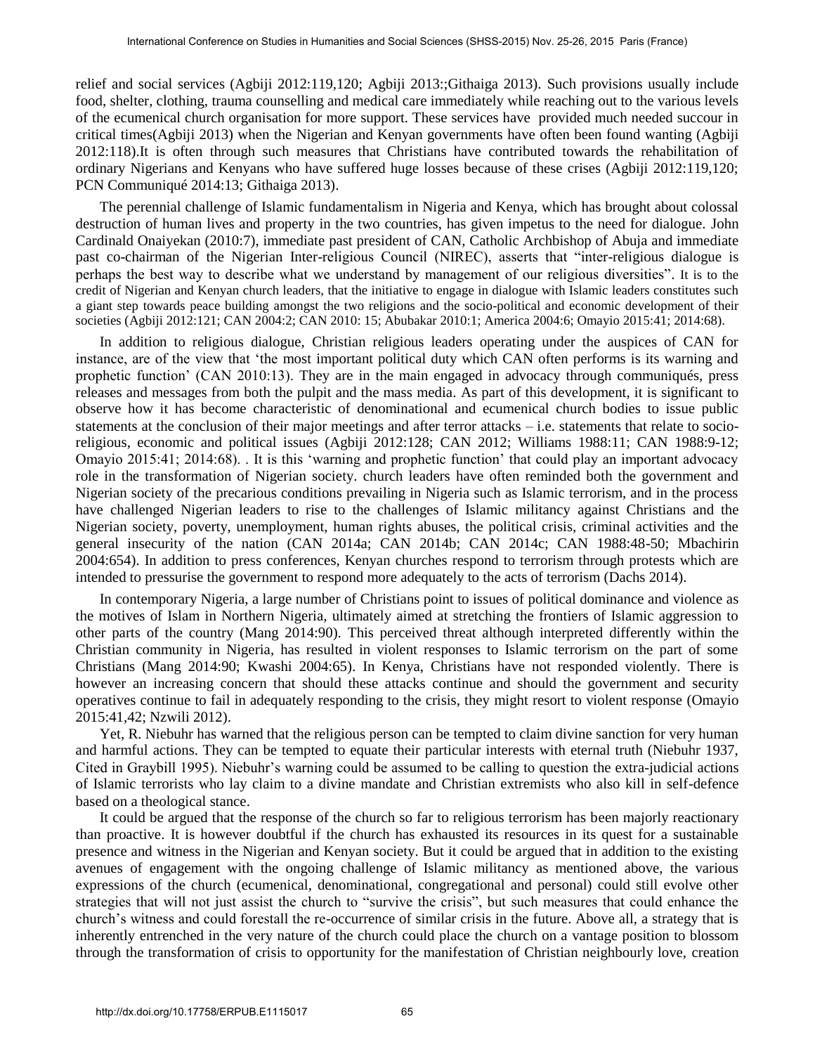relief and social services (Agbiji 2012:119,120; Agbiji 2013:;Githaiga 2013). Such provisions usually include food, shelter, clothing, trauma counselling and medical care immediately while reaching out to the various levels of the ecumenical church organisation for more support. These services have provided much needed succour in critical times(Agbiji 2013) when the Nigerian and Kenyan governments have often been found wanting (Agbiji 2012:118).It is often through such measures that Christians have contributed towards the rehabilitation of ordinary Nigerians and Kenyans who have suffered huge losses because of these crises (Agbiji 2012:119,120; PCN Communiqué 2014:13; Githaiga 2013).

The perennial challenge of Islamic fundamentalism in Nigeria and Kenya, which has brought about colossal destruction of human lives and property in the two countries, has given impetus to the need for dialogue. John Cardinald Onaiyekan (2010:7), immediate past president of CAN, Catholic Archbishop of Abuja and immediate past co-chairman of the Nigerian Inter-religious Council (NIREC), asserts that "inter-religious dialogue is perhaps the best way to describe what we understand by management of our religious diversities". It is to the credit of Nigerian and Kenyan church leaders, that the initiative to engage in dialogue with Islamic leaders constitutes such a giant step towards peace building amongst the two religions and the socio-political and economic development of their societies (Agbiji 2012:121; CAN 2004:2; CAN 2010: 15; Abubakar 2010:1; America 2004:6; Omayio 2015:41; 2014:68).

In addition to religious dialogue, Christian religious leaders operating under the auspices of CAN for instance, are of the view that 'the most important political duty which CAN often performs is its warning and prophetic function' (CAN 2010:13). They are in the main engaged in advocacy through communiqués, press releases and messages from both the pulpit and the mass media. As part of this development, it is significant to observe how it has become characteristic of denominational and ecumenical church bodies to issue public statements at the conclusion of their major meetings and after terror attacks – i.e. statements that relate to socio-religious, economic and political issues (Agbiji 2012:128; CAN 2012; Williams 1988:11; CAN 1988:9-12; Omayio 2015:41; 2014:68). . It is this 'warning and prophetic function' that could play an important advocacy role in the transformation of Nigerian society. church leaders have often reminded both the government and Nigerian society of the precarious conditions prevailing in Nigeria such as Islamic terrorism, and in the process have challenged Nigerian leaders to rise to the challenges of Islamic militancy against Christians and the Nigerian society, poverty, unemployment, human rights abuses, the political crisis, criminal activities and the general insecurity of the nation (CAN 2014a; CAN 2014b; CAN 2014c; CAN 1988:48-50; Mbachirin 2004:654). In addition to press conferences, Kenyan churches respond to terrorism through protests which are intended to pressurise the government to respond more adequately to the acts of terrorism (Dachs 2014).

In contemporary Nigeria, a large number of Christians point to issues of political dominance and violence as the motives of Islam in Northern Nigeria, ultimately aimed at stretching the frontiers of Islamic aggression to other parts of the country (Mang 2014:90). This perceived threat although interpreted differently within the Christian community in Nigeria, has resulted in violent responses to Islamic terrorism on the part of some Christians (Mang 2014:90; Kwashi 2004:65). In Kenya, Christians have not responded violently. There is however an increasing concern that should these attacks continue and should the government and security operatives continue to fail in adequately responding to the crisis, they might resort to violent response (Omayio 2015:41,42; Nzwili 2012).

Yet, R. Niebuhr has warned that the religious person can be tempted to claim divine sanction for very human and harmful actions. They can be tempted to equate their particular interests with eternal truth (Niebuhr 1937, Cited in Graybill 1995). Niebuhr's warning could be assumed to be calling to question the extra-judicial actions of Islamic terrorists who lay claim to a divine mandate and Christian extremists who also kill in self-defence based on a theological stance.

It could be argued that the response of the church so far to religious terrorism has been majorly reactionary than proactive. It is however doubtful if the church has exhausted its resources in its quest for a sustainable presence and witness in the Nigerian and Kenyan society. But it could be argued that in addition to the existing avenues of engagement with the ongoing challenge of Islamic militancy as mentioned above, the various expressions of the church (ecumenical, denominational, congregational and personal) could still evolve other strategies that will not just assist the church to "survive the crisis", but such measures that could enhance the church's witness and could forestall the re-occurrence of similar crisis in the future. Above all, a strategy that is inherently entrenched in the very nature of the church could place the church on a vantage position to blossom through the transformation of crisis to opportunity for the manifestation of Christian neighbourly love, creation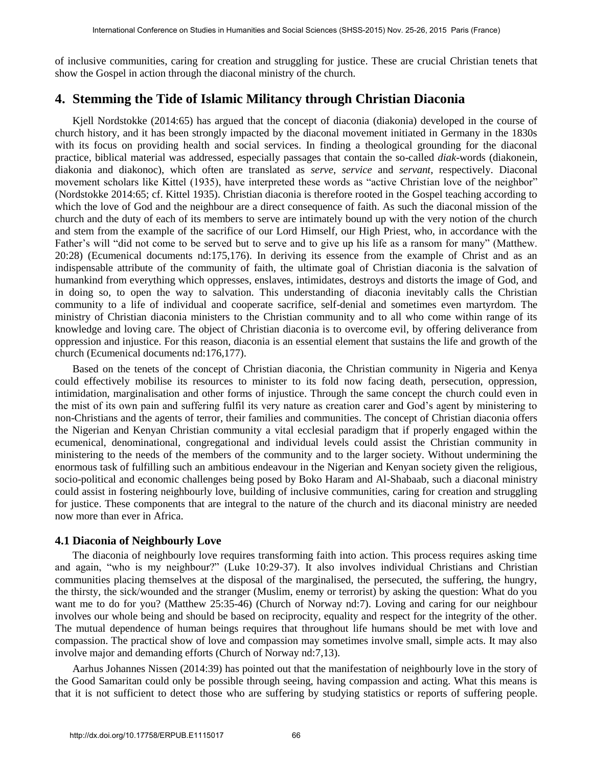of inclusive communities, caring for creation and struggling for justice. These are crucial Christian tenets that show the Gospel in action through the diaconal ministry of the church.

## 4. Stemming the Tide of Islamic Militancy through Christian Diaconia

Kjell Nordstokke (2014:65) has argued that the concept of diaconia (diakonia) developed in the course of church history, and it has been strongly impacted by the diaconal movement initiated in Germany in the 1830s with its focus on providing health and social services. In finding a theological grounding for the diaconal practice, biblical material was addressed, especially passages that contain the so-called *diak*-words (diakonein, diakonia and diakonoc), which often are translated as *serve*, *service* and *servant*, respectively. Diaconal movement scholars like Kittel (1935), have interpreted these words as "active Christian love of the neighbor" (Nordstokke 2014:65; cf. Kittel 1935). Christian diaconia is therefore rooted in the Gospel teaching according to which the love of God and the neighbour are a direct consequence of faith. As such the diaconal mission of the church and the duty of each of its members to serve are intimately bound up with the very notion of the church and stem from the example of the sacrifice of our Lord Himself, our High Priest, who, in accordance with the Father's will "did not come to be served but to serve and to give up his life as a ransom for many" (Matthew. 20:28) (Ecumenical documents nd:175,176). In deriving its essence from the example of Christ and as an indispensable attribute of the community of faith, the ultimate goal of Christian diaconia is the salvation of humankind from everything which oppresses, enslaves, intimidates, destroys and distorts the image of God, and in doing so, to open the way to salvation. This understanding of diaconia inevitably calls the Christian community to a life of individual and cooperate sacrifice, self-denial and sometimes even martyrdom. The ministry of Christian diaconia ministers to the Christian community and to all who come within range of its knowledge and loving care. The object of Christian diaconia is to overcome evil, by offering deliverance from oppression and injustice. For this reason, diaconia is an essential element that sustains the life and growth of the church (Ecumenical documents nd:176,177).

Based on the tenets of the concept of Christian diaconia, the Christian community in Nigeria and Kenya could effectively mobilise its resources to minister to its fold now facing death, persecution, oppression, intimidation, marginalisation and other forms of injustice. Through the same concept the church could even in the mist of its own pain and suffering fulfil its very nature as creation carer and God's agent by ministering to non-Christians and the agents of terror, their families and communities. The concept of Christian diaconia offers the Nigerian and Kenyan Christian community a vital ecclesial paradigm that if properly engaged within the ecumenical, denominational, congregational and individual levels could assist the Christian community in ministering to the needs of the members of the community and to the larger society. Without undermining the enormous task of fulfilling such an ambitious endeavour in the Nigerian and Kenyan society given the religious, socio-political and economic challenges being posed by Boko Haram and Al-Shabaab, such a diaconal ministry could assist in fostering neighbourly love, building of inclusive communities, caring for creation and struggling for justice. These components that are integral to the nature of the church and its diaconal ministry are needed now more than ever in Africa.

### 4.1 Diaconia of Neighbourly Love

The diaconia of neighbourly love requires transforming faith into action. This process requires asking time and again, "who is my neighbour?" (Luke 10:29-37). It also involves individual Christians and Christian communities placing themselves at the disposal of the marginalised, the persecuted, the suffering, the hungry, the thirsty, the sick/wounded and the stranger (Muslim, enemy or terrorist) by asking the question: What do you want me to do for you? (Matthew 25:35-46) (Church of Norway nd:7). Loving and caring for our neighbour involves our whole being and should be based on reciprocity, equality and respect for the integrity of the other. The mutual dependence of human beings requires that throughout life humans should be met with love and compassion. The practical show of love and compassion may sometimes involve small, simple acts. It may also involve major and demanding efforts (Church of Norway nd:7,13).

Aarhus Johannes Nissen (2014:39) has pointed out that the manifestation of neighbourly love in the story of the Good Samaritan could only be possible through seeing, having compassion and acting. What this means is that it is not sufficient to detect those who are suffering by studying statistics or reports of suffering people.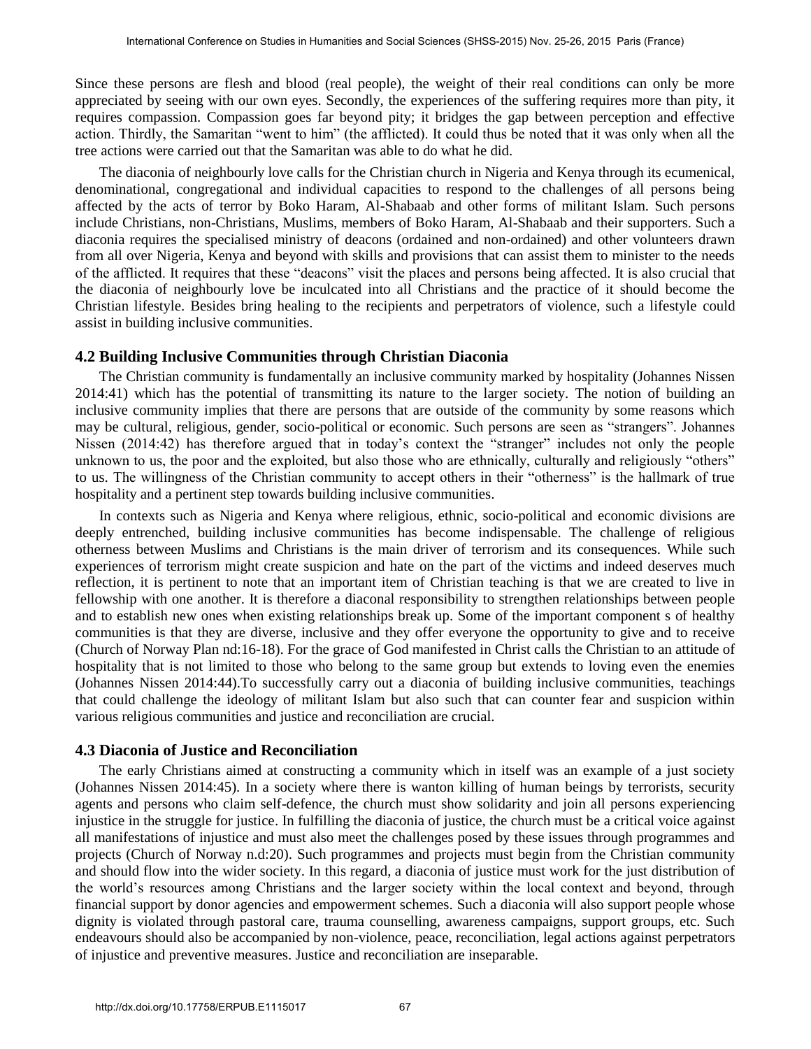Since these persons are flesh and blood (real people), the weight of their real conditions can only be more appreciated by seeing with our own eyes. Secondly, the experiences of the suffering requires more than pity, it requires compassion. Compassion goes far beyond pity; it bridges the gap between perception and effective action. Thirdly, the Samaritan "went to him" (the afflicted). It could thus be noted that it was only when all the tree actions were carried out that the Samaritan was able to do what he did.

The diaconia of neighbourly love calls for the Christian church in Nigeria and Kenya through its ecumenical, denominational, congregational and individual capacities to respond to the challenges of all persons being affected by the acts of terror by Boko Haram, Al-Shabaab and other forms of militant Islam. Such persons include Christians, non-Christians, Muslims, members of Boko Haram, Al-Shabaab and their supporters. Such a diaconia requires the specialised ministry of deacons (ordained and non-ordained) and other volunteers drawn from all over Nigeria, Kenya and beyond with skills and provisions that can assist them to minister to the needs of the afflicted. It requires that these "deacons" visit the places and persons being affected. It is also crucial that the diaconia of neighbourly love be inculcated into all Christians and the practice of it should become the Christian lifestyle. Besides bring healing to the recipients and perpetrators of violence, such a lifestyle could assist in building inclusive communities.

### 4.2 Building Inclusive Communities through Christian Diaconia

The Christian community is fundamentally an inclusive community marked by hospitality (Johannes Nissen 2014:41) which has the potential of transmitting its nature to the larger society. The notion of building an inclusive community implies that there are persons that are outside of the community by some reasons which may be cultural, religious, gender, socio-political or economic. Such persons are seen as "strangers". Johannes Nissen (2014:42) has therefore argued that in today's context the "stranger" includes not only the people unknown to us, the poor and the exploited, but also those who are ethnically, culturally and religiously "others" to us. The willingness of the Christian community to accept others in their "otherness" is the hallmark of true hospitality and a pertinent step towards building inclusive communities.

In contexts such as Nigeria and Kenya where religious, ethnic, socio-political and economic divisions are deeply entrenched, building inclusive communities has become indispensable. The challenge of religious otherness between Muslims and Christians is the main driver of terrorism and its consequences. While such experiences of terrorism might create suspicion and hate on the part of the victims and indeed deserves much reflection, it is pertinent to note that an important item of Christian teaching is that we are created to live in fellowship with one another. It is therefore a diaconal responsibility to strengthen relationships between people and to establish new ones when existing relationships break up. Some of the important component s of healthy communities is that they are diverse, inclusive and they offer everyone the opportunity to give and to receive (Church of Norway Plan nd:16-18). For the grace of God manifested in Christ calls the Christian to an attitude of hospitality that is not limited to those who belong to the same group but extends to loving even the enemies (Johannes Nissen 2014:44).To successfully carry out a diaconia of building inclusive communities, teachings that could challenge the ideology of militant Islam but also such that can counter fear and suspicion within various religious communities and justice and reconciliation are crucial.

### 4.3 Diaconia of Justice and Reconciliation

The early Christians aimed at constructing a community which in itself was an example of a just society (Johannes Nissen 2014:45). In a society where there is wanton killing of human beings by terrorists, security agents and persons who claim self-defence, the church must show solidarity and join all persons experiencing injustice in the struggle for justice. In fulfilling the diaconia of justice, the church must be a critical voice against all manifestations of injustice and must also meet the challenges posed by these issues through programmes and projects (Church of Norway n.d:20). Such programmes and projects must begin from the Christian community and should flow into the wider society. In this regard, a diaconia of justice must work for the just distribution of the world's resources among Christians and the larger society within the local context and beyond, through financial support by donor agencies and empowerment schemes. Such a diaconia will also support people whose dignity is violated through pastoral care, trauma counselling, awareness campaigns, support groups, etc. Such endeavours should also be accompanied by non-violence, peace, reconciliation, legal actions against perpetrators of injustice and preventive measures. Justice and reconciliation are inseparable.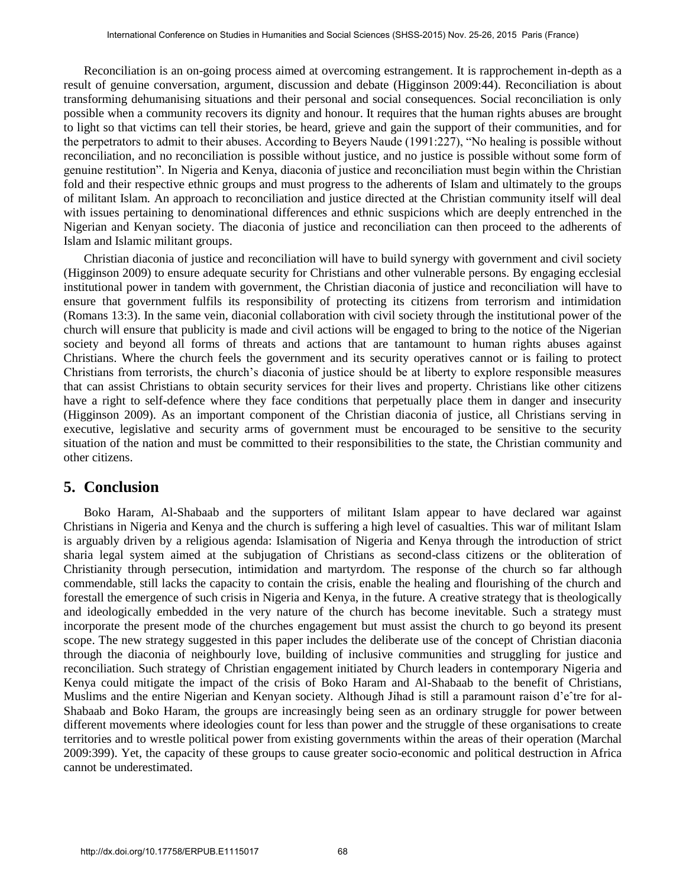Reconciliation is an on-going process aimed at overcoming estrangement. It is rapprochement in-depth as a result of genuine conversation, argument, discussion and debate (Higginson 2009:44). Reconciliation is about transforming dehumanising situations and their personal and social consequences. Social reconciliation is only possible when a community recovers its dignity and honour. It requires that the human rights abuses are brought to light so that victims can tell their stories, be heard, grieve and gain the support of their communities, and for the perpetrators to admit to their abuses. According to Beyers Naude (1991:227), "No healing is possible without reconciliation, and no reconciliation is possible without justice, and no justice is possible without some form of genuine restitution". In Nigeria and Kenya, diaconia of justice and reconciliation must begin within the Christian fold and their respective ethnic groups and must progress to the adherents of Islam and ultimately to the groups of militant Islam. An approach to reconciliation and justice directed at the Christian community itself will deal with issues pertaining to denominational differences and ethnic suspicions which are deeply entrenched in the Nigerian and Kenyan society. The diaconia of justice and reconciliation can then proceed to the adherents of Islam and Islamic militant groups.

Christian diaconia of justice and reconciliation will have to build synergy with government and civil society (Higginson 2009) to ensure adequate security for Christians and other vulnerable persons. By engaging ecclesial institutional power in tandem with government, the Christian diaconia of justice and reconciliation will have to ensure that government fulfils its responsibility of protecting its citizens from terrorism and intimidation (Romans 13:3). In the same vein, diaconial collaboration with civil society through the institutional power of the church will ensure that publicity is made and civil actions will be engaged to bring to the notice of the Nigerian society and beyond all forms of threats and actions that are tantamount to human rights abuses against Christians. Where the church feels the government and its security operatives cannot or is failing to protect Christians from terrorists, the church's diaconia of justice should be at liberty to explore responsible measures that can assist Christians to obtain security services for their lives and property. Christians like other citizens have a right to self-defence where they face conditions that perpetually place them in danger and insecurity (Higginson 2009). As an important component of the Christian diaconia of justice, all Christians serving in executive, legislative and security arms of government must be encouraged to be sensitive to the security situation of the nation and must be committed to their responsibilities to the state, the Christian community and other citizens.

## 5. Conclusion

Boko Haram, Al-Shabaab and the supporters of militant Islam appear to have declared war against Christians in Nigeria and Kenya and the church is suffering a high level of casualties. This war of militant Islam is arguably driven by a religious agenda: Islamisation of Nigeria and Kenya through the introduction of strict sharia legal system aimed at the subjugation of Christians as second-class citizens or the obliteration of Christianity through persecution, intimidation and martyrdom. The response of the church so far although commendable, still lacks the capacity to contain the crisis, enable the healing and flourishing of the church and forestall the emergence of such crisis in Nigeria and Kenya, in the future. A creative strategy that is theologically and ideologically embedded in the very nature of the church has become inevitable. Such a strategy must incorporate the present mode of the churches engagement but must assist the church to go beyond its present scope. The new strategy suggested in this paper includes the deliberate use of the concept of Christian diaconia through the diaconia of neighbourly love, building of inclusive communities and struggling for justice and reconciliation. Such strategy of Christian engagement initiated by Church leaders in contemporary Nigeria and Kenya could mitigate the impact of the crisis of Boko Haram and Al-Shabaab to the benefit of Christians, Muslims and the entire Nigerian and Kenyan society. Although Jihad is still a paramount raison d'eˆtre for al-Shabaab and Boko Haram, the groups are increasingly being seen as an ordinary struggle for power between different movements where ideologies count for less than power and the struggle of these organisations to create territories and to wrestle political power from existing governments within the areas of their operation (Marchal 2009:399). Yet, the capacity of these groups to cause greater socio-economic and political destruction in Africa cannot be underestimated.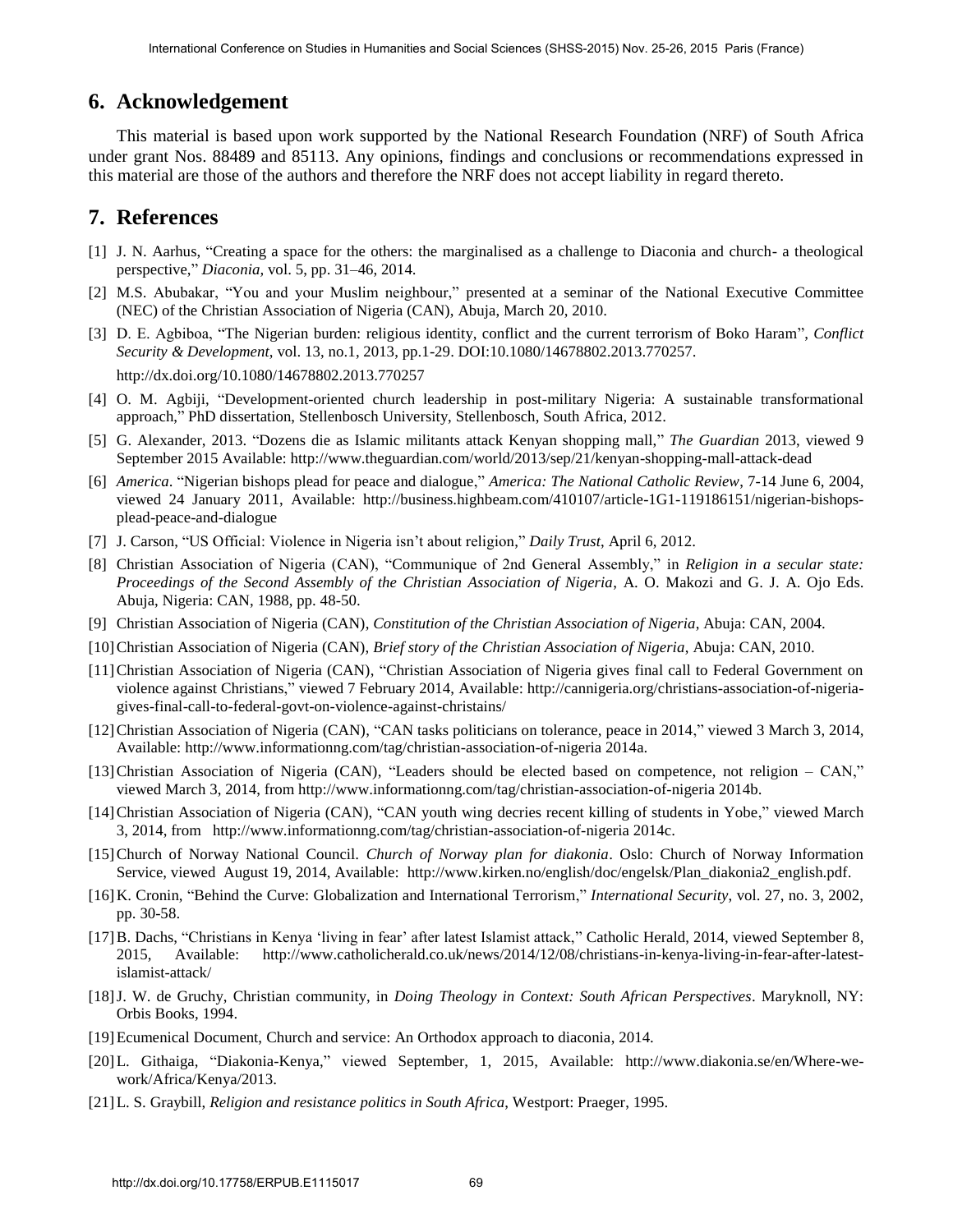## 6. Acknowledgement

This material is based upon work supported by the National Research Foundation (NRF) of South Africa under grant Nos. 88489 and 85113. Any opinions, findings and conclusions or recommendations expressed in this material are those of the authors and therefore the NRF does not accept liability in regard thereto.

## 7. References

[1] J. N. Aarhus, "Creating a space for the others: the marginalised as a challenge to Diaconia and church- a theological perspective," *Diaconia*, vol. 5, pp. 31–46, 2014.

[2] M.S. Abubakar, "You and your Muslim neighbour," presented at a seminar of the National Executive Committee (NEC) of the Christian Association of Nigeria (CAN), Abuja, March 20, 2010.

[3] D. E. Agbiboa, "The Nigerian burden: religious identity, conflict and the current terrorism of Boko Haram", *Conflict Security & Development*, vol. 13, no.1, 2013, pp.1-29. DOI:10.1080/14678802.2013.770257. http://dx.doi.org/10.1080/14678802.2013.770257

[4] O. M. Agbiji, "Development-oriented church leadership in post-military Nigeria: A sustainable transformational approach," PhD dissertation, Stellenbosch University, Stellenbosch, South Africa, 2012.

[5] G. Alexander, 2013. "Dozens die as Islamic militants attack Kenyan shopping mall," *The Guardian* 2013, viewed 9 September 2015 Available: http://www.theguardian.com/world/2013/sep/21/kenyan-shopping-mall-attack-dead

[6] *America*. "Nigerian bishops plead for peace and dialogue," *America: The National Catholic Review*, 7-14 June 6, 2004, viewed 24 January 2011, Available: http://business.highbeam.com/410107/article-1G1-119186151/nigerian-bishops-plead-peace-and-dialogue

[7] J. Carson, "US Official: Violence in Nigeria isn't about religion," *Daily Trust*, April 6, 2012.

[8] Christian Association of Nigeria (CAN), "Communique of 2nd General Assembly," in *Religion in a secular state: Proceedings of the Second Assembly of the Christian Association of Nigeria*, A. O. Makozi and G. J. A. Ojo Eds. Abuja, Nigeria: CAN, 1988, pp. 48-50.

[9] Christian Association of Nigeria (CAN), *Constitution of the Christian Association of Nigeria*, Abuja: CAN, 2004.

[10] Christian Association of Nigeria (CAN), *Brief story of the Christian Association of Nigeria*, Abuja: CAN, 2010.

[11] Christian Association of Nigeria (CAN), "Christian Association of Nigeria gives final call to Federal Government on violence against Christians," viewed 7 February 2014, Available: http://cannigeria.org/christians-association-of-nigeria-gives-final-call-to-federal-govt-on-violence-against-christains/

[12] Christian Association of Nigeria (CAN), "CAN tasks politicians on tolerance, peace in 2014," viewed 3 March 3, 2014, Available: http://www.informationng.com/tag/christian-association-of-nigeria 2014a.

[13] Christian Association of Nigeria (CAN), "Leaders should be elected based on competence, not religion – CAN," viewed March 3, 2014, from http://www.informationng.com/tag/christian-association-of-nigeria 2014b.

[14] Christian Association of Nigeria (CAN), "CAN youth wing decries recent killing of students in Yobe," viewed March 3, 2014, from http://www.informationng.com/tag/christian-association-of-nigeria 2014c.

[15] Church of Norway National Council. *Church of Norway plan for diakonia*. Oslo: Church of Norway Information Service, viewed August 19, 2014, Available: http://www.kirken.no/english/doc/engelsk/Plan_diakonia2_english.pdf.

[16] K. Cronin, "Behind the Curve: Globalization and International Terrorism," *International Security*, vol. 27, no. 3, 2002, pp. 30-58.

[17] B. Dachs, "Christians in Kenya 'living in fear' after latest Islamist attack," Catholic Herald, 2014, viewed September 8, 2015, Available: http://www.catholicherald.co.uk/news/2014/12/08/christians-in-kenya-living-in-fear-after-latest-islamist-attack/

[18] J. W. de Gruchy, Christian community, in *Doing Theology in Context: South African Perspectives*. Maryknoll, NY: Orbis Books, 1994.

[19] Ecumenical Document, Church and service: An Orthodox approach to diaconia, 2014.

[20] L. Githaiga, "Diakonia-Kenya," viewed September, 1, 2015, Available: http://www.diakonia.se/en/Where-we-work/Africa/Kenya/2013.

[21] L. S. Graybill, *Religion and resistance politics in South Africa*, Westport: Praeger, 1995.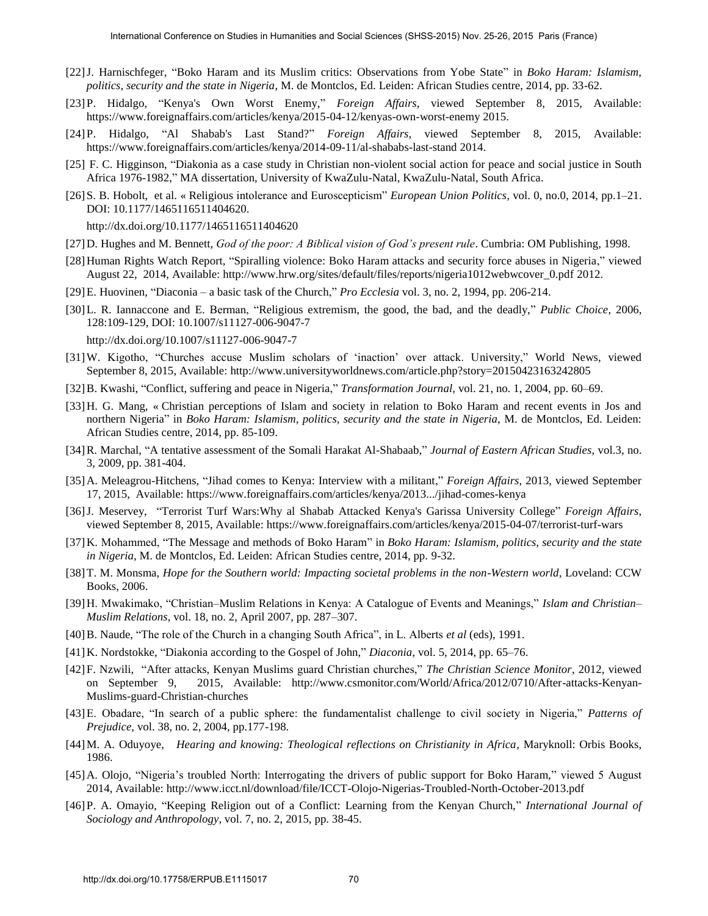[22] J. Harnischfeger, "Boko Haram and its Muslim critics: Observations from Yobe State" in *Boko Haram: Islamism, politics, security and the state in Nigeria*, M. de Montclos, Ed. Leiden: African Studies centre, 2014, pp. 33-62.

[23] P. Hidalgo, "Kenya's Own Worst Enemy," *Foreign Affairs*, viewed September 8, 2015, Available: https://www.foreignaffairs.com/articles/kenya/2015-04-12/kenyas-own-worst-enemy 2015.

[24] P. Hidalgo, "Al Shabab's Last Stand?" *Foreign Affairs*, viewed September 8, 2015, Available: https://www.foreignaffairs.com/articles/kenya/2014-09-11/al-shababs-last-stand 2014.

[25] F. C. Higginson, "Diakonia as a case study in Christian non-violent social action for peace and social justice in South Africa 1976-1982," MA dissertation, University of KwaZulu-Natal, KwaZulu-Natal, South Africa.

[26] S. B. Hobolt, et al. « Religious intolerance and Euroscepticism" *European Union Politics*, vol. 0, no.0, 2014, pp.1–21. DOI: 10.1177/1465116511404620.

http://dx.doi.org/10.1177/1465116511404620

[27] D. Hughes and M. Bennett, *God of the poor: A Biblical vision of God's present rule*. Cumbria: OM Publishing, 1998.

[28] Human Rights Watch Report, "Spiralling violence: Boko Haram attacks and security force abuses in Nigeria," viewed August 22, 2014, Available: http://www.hrw.org/sites/default/files/reports/nigeria1012webwcover_0.pdf 2012.

[29] E. Huovinen, "Diaconia – a basic task of the Church," *Pro Ecclesia* vol. 3, no. 2, 1994, pp. 206-214.

[30] L. R. Iannaccone and E. Berman, "Religious extremism, the good, the bad, and the deadly," *Public Choice*, 2006, 128:109-129, DOI: 10.1007/s11127-006-9047-7

http://dx.doi.org/10.1007/s11127-006-9047-7

[31] W. Kigotho, "Churches accuse Muslim scholars of 'inaction' over attack. University," World News, viewed September 8, 2015, Available: http://www.universityworldnews.com/article.php?story=20150423163242805

[32] B. Kwashi, "Conflict, suffering and peace in Nigeria," *Transformation Journal*, vol. 21, no. 1, 2004, pp. 60–69.

[33] H. G. Mang, « Christian perceptions of Islam and society in relation to Boko Haram and recent events in Jos and northern Nigeria" in *Boko Haram: Islamism, politics, security and the state in Nigeria*, M. de Montclos, Ed. Leiden: African Studies centre, 2014, pp. 85-109.

[34] R. Marchal, "A tentative assessment of the Somali Harakat Al-Shabaab," *Journal of Eastern African Studies*, vol.3, no. 3, 2009, pp. 381-404.

[35] A. Meleagrou-Hitchens, "Jihad comes to Kenya: Interview with a militant," *Foreign Affairs*, 2013, viewed September 17, 2015, Available: https://www.foreignaffairs.com/articles/kenya/2013.../jihad-comes-kenya

[36] J. Meservey, "Terrorist Turf Wars:Why al Shabab Attacked Kenya's Garissa University College" *Foreign Affairs*, viewed September 8, 2015, Available: https://www.foreignaffairs.com/articles/kenya/2015-04-07/terrorist-turf-wars

[37] K. Mohammed, "The Message and methods of Boko Haram" in *Boko Haram: Islamism, politics, security and the state in Nigeria*, M. de Montclos, Ed. Leiden: African Studies centre, 2014, pp. 9-32.

[38] T. M. Monsma, *Hope for the Southern world: Impacting societal problems in the non-Western world*, Loveland: CCW Books, 2006.

[39] H. Mwakimako, "Christian–Muslim Relations in Kenya: A Catalogue of Events and Meanings," *Islam and Christian–Muslim Relations*, vol. 18, no. 2, April 2007, pp. 287–307.

[40] B. Naude, "The role of the Church in a changing South Africa", in L. Alberts *et al* (eds), 1991.

[41] K. Nordstokke, "Diakonia according to the Gospel of John," *Diaconia*, vol. 5, 2014, pp. 65–76.

[42] F. Nzwili, "After attacks, Kenyan Muslims guard Christian churches," *The Christian Science Monitor*, 2012, viewed on September 9, 2015, Available: http://www.csmonitor.com/World/Africa/2012/0710/After-attacks-Kenyan-Muslims-guard-Christian-churches

[43] E. Obadare, "In search of a public sphere: the fundamentalist challenge to civil society in Nigeria," *Patterns of Prejudice*, vol. 38, no. 2, 2004, pp.177-198.

[44] M. A. Oduyoye, *Hearing and knowing: Theological reflections on Christianity in Africa*, Maryknoll: Orbis Books, 1986.

[45] A. Olojo, "Nigeria's troubled North: Interrogating the drivers of public support for Boko Haram," viewed 5 August 2014, Available: http://www.icct.nl/download/file/ICCT-Olojo-Nigerias-Troubled-North-October-2013.pdf

[46] P. A. Omayio, "Keeping Religion out of a Conflict: Learning from the Kenyan Church," *International Journal of Sociology and Anthropology*, vol. 7, no. 2, 2015, pp. 38-45.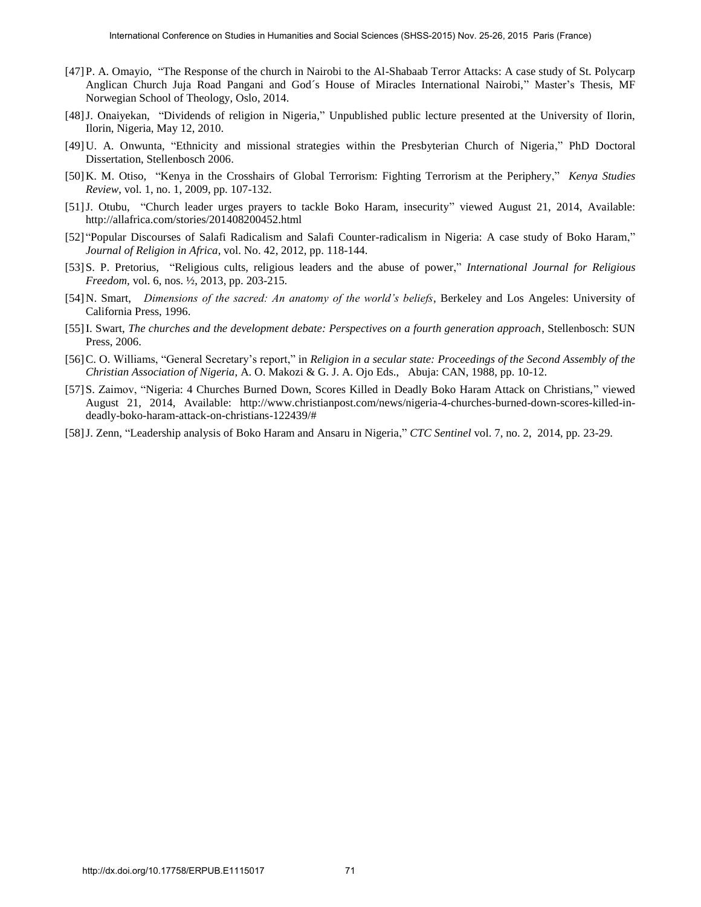[47] P. A. Omayio, "The Response of the church in Nairobi to the Al-Shabaab Terror Attacks: A case study of St. Polycarp Anglican Church Juja Road Pangani and God´s House of Miracles International Nairobi," Master's Thesis, MF Norwegian School of Theology, Oslo, 2014.

[48] J. Onaiyekan, "Dividends of religion in Nigeria," Unpublished public lecture presented at the University of Ilorin, Ilorin, Nigeria, May 12, 2010.

[49] U. A. Onwunta, "Ethnicity and missional strategies within the Presbyterian Church of Nigeria," PhD Doctoral Dissertation, Stellenbosch 2006.

[50] K. M. Otiso, "Kenya in the Crosshairs of Global Terrorism: Fighting Terrorism at the Periphery," *Kenya Studies Review*, vol. 1, no. 1, 2009, pp. 107-132.

[51] J. Otubu, "Church leader urges prayers to tackle Boko Haram, insecurity" viewed August 21, 2014, Available: http://allafrica.com/stories/201408200452.html

[52] "Popular Discourses of Salafi Radicalism and Salafi Counter-radicalism in Nigeria: A case study of Boko Haram," *Journal of Religion in Africa*, vol. No. 42, 2012, pp. 118-144.

[53] S. P. Pretorius, "Religious cults, religious leaders and the abuse of power," *International Journal for Religious Freedom*, vol. 6, nos. ½, 2013, pp. 203-215.

[54] N. Smart, *Dimensions of the sacred: An anatomy of the world's beliefs*, Berkeley and Los Angeles: University of California Press, 1996.

[55] I. Swart, *The churches and the development debate: Perspectives on a fourth generation approach*, Stellenbosch: SUN Press, 2006.

[56] C. O. Williams, "General Secretary's report," in *Religion in a secular state: Proceedings of the Second Assembly of the Christian Association of Nigeria*, A. O. Makozi & G. J. A. Ojo Eds., Abuja: CAN, 1988, pp. 10-12.

[57] S. Zaimov, "Nigeria: 4 Churches Burned Down, Scores Killed in Deadly Boko Haram Attack on Christians," viewed August 21, 2014, Available: http://www.christianpost.com/news/nigeria-4-churches-burned-down-scores-killed-in-deadly-boko-haram-attack-on-christians-122439/#

[58] J. Zenn, "Leadership analysis of Boko Haram and Ansaru in Nigeria," *CTC Sentinel* vol. 7, no. 2, 2014, pp. 23-29.